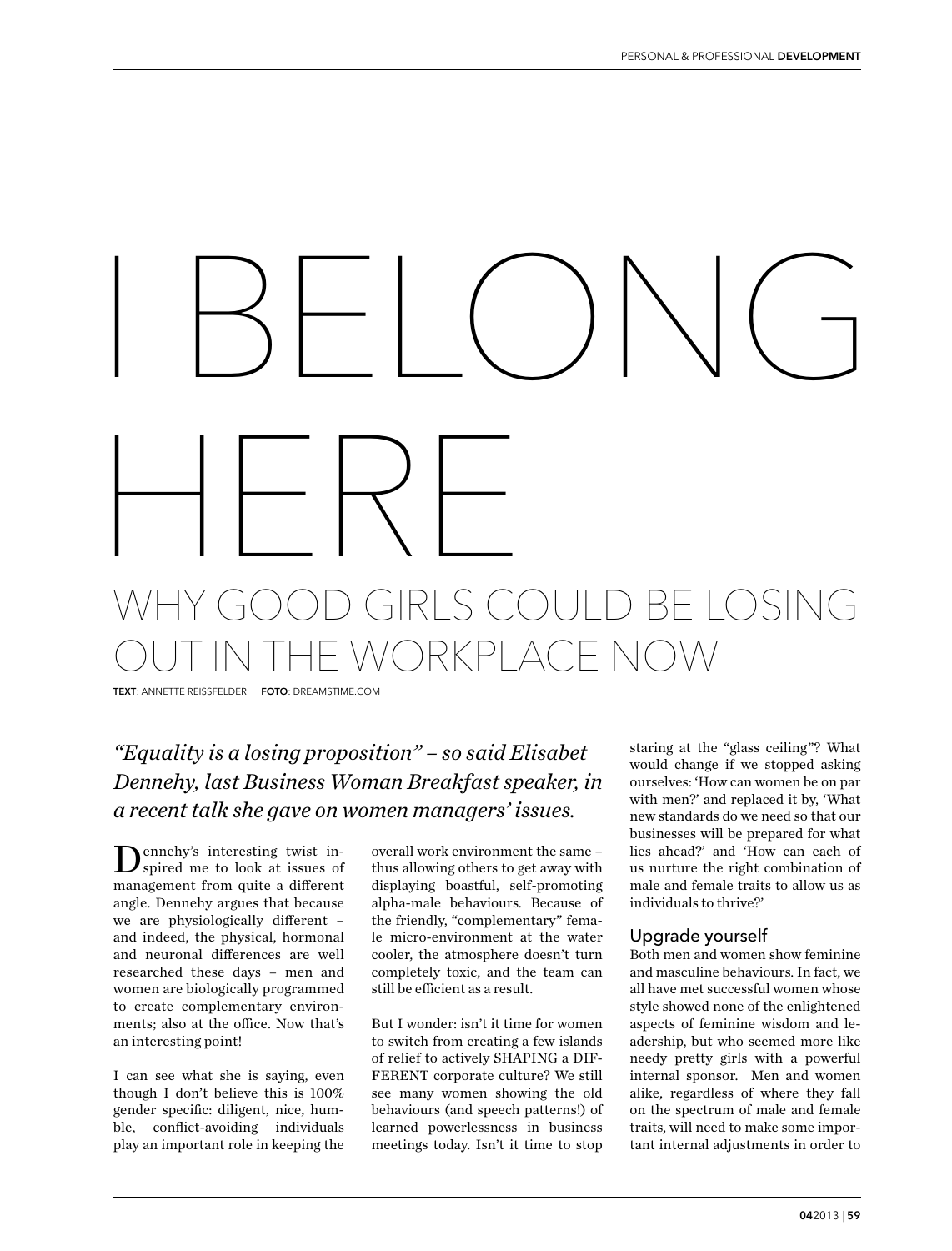# I BELONG HERE

## WHY GOOD GIRLS COULD BE LOSING OUT IN THE WORKPLACE NOW

**TEXT**: ANNETTE REISSFELDER **FOTO**: DREAMSTIME.COM

*"Equality is a losing proposition" – so said Elisabet Dennehy, last Business Woman Breakfast speaker, in a recent talk she gave on women managers' issues.*

Dennehy's interesting twist inspired me to look at issues of management from quite a different angle. Dennehy argues that because we are physiologically different – and indeed, the physical, hormonal and neuronal differences are well researched these days – men and women are biologically programmed to create complementary environments; also at the office. Now that's an interesting point!

I can see what she is saying, even though I don't believe this is 100% gender specific: diligent, nice, humble, conflict-avoiding individuals play an important role in keeping the overall work environment the same – thus allowing others to get away with displaying boastful, self-promoting alpha-male behaviours. Because of the friendly, "complementary" female micro-environment at the water cooler, the atmosphere doesn't turn completely toxic, and the team can still be efficient as a result.

But I wonder: isn't it time for women to switch from creating a few islands of relief to actively SHAPING a DIFFERENT corporate culture? We still see many women showing the old behaviours (and speech patterns!) of learned powerlessness in business meetings today. Isn't it time to stop staring at the "glass ceiling"? What would change if we stopped asking ourselves: 'How can women be on par with men?' and replaced it by, 'What new standards do we need so that our businesses will be prepared for what lies ahead?' and 'How can each of us nurture the right combination of male and female traits to allow us as individuals to thrive?'

### Upgrade yourself

Both men and women show feminine and masculine behaviours. In fact, we all have met successful women whose style showed none of the enlightened aspects of feminine wisdom and leadership, but who seemed more like needy pretty girls with a powerful internal sponsor. Men and women alike, regardless of where they fall on the spectrum of male and female traits, will need to make some important internal adjustments in order to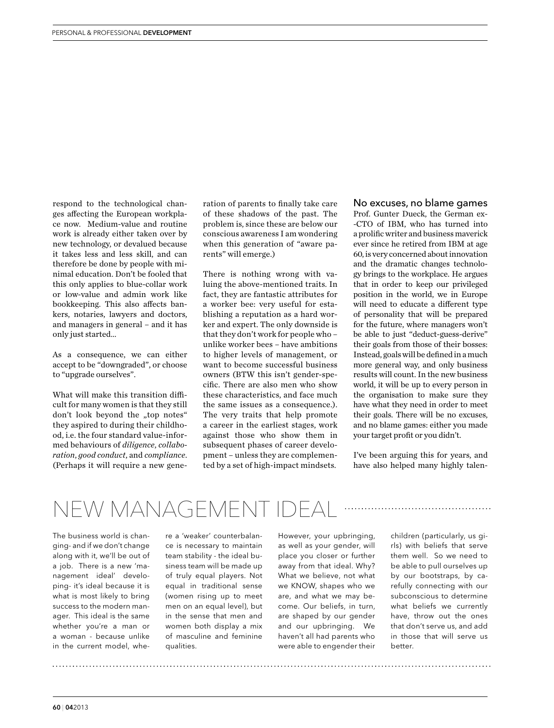respond to the technological changes affecting the European workplace now. Medium-value and routine work is already either taken over by new technology, or devalued because it takes less and less skill, and can therefore be done by people with minimal education. Don't be fooled that this only applies to blue-collar work or low-value and admin work like bookkeeping. This also affects bankers, notaries, lawyers and doctors, and managers in general – and it has only just started...

As a consequence, we can either accept to be "downgraded", or choose to "upgrade ourselves".

What will make this transition difficult for many women is that they still don't look beyond the „top notes" they aspired to during their childhood, i.e. the four standard value-informed behaviours of *diligence*, *collaboration*, *good conduct*, and *compliance*. (Perhaps it will require a new generation of parents to finally take care of these shadows of the past. The problem is, since these are below our conscious awareness I am wondering when this generation of "aware parents" will emerge.)

There is nothing wrong with valuing the above-mentioned traits. In fact, they are fantastic attributes for a worker bee: very useful for establishing a reputation as a hard worker and expert. The only downside is that they don't work for people who – unlike worker bees – have ambitions to higher levels of management, or want to become successful business owners (BTW this isn't gender-specific. There are also men who show these characteristics, and face much the same issues as a consequence.). The very traits that help promote a career in the earliest stages, work against those who show them in subsequent phases of career development – unless they are complemented by a set of high-impact mindsets.

## No excuses, no blame games

Prof. Gunter Dueck, the German ex-CTO of IBM, who has turned into a prolific writer and business maverick ever since he retired from IBM at age 60, is very concerned about innovation and the dramatic changes technology brings to the workplace. He argues that in order to keep our privileged position in the world, we in Europe will need to educate a different type of personality that will be prepared for the future, where managers won't be able to just "deduct-guess-derive" their goals from those of their bosses: Instead, goals will be defined in a much more general way, and only business results will count. In the new business world, it will be up to every person in the organisation to make sure they have what they need in order to meet their goals. There will be no excuses, and no blame games: either you made your target profit or you didn't.

I've been arguing this for years, and have also helped many highly talen-

## NEW MANAGEMENT IDEAL

The business world is changing- and if we don't change along with it, we'll be out of a job. There is a new 'management ideal' developing- it's ideal because it is what is most likely to bring success to the modern manager. This ideal is the same whether you're a man or a woman - because unlike in the current model, where a 'weaker' counterbalance is necessary to maintain team stability - the ideal business team will be made up of truly equal players. Not equal in traditional sense (women rising up to meet men on an equal level), but in the sense that men and women both display a mix of masculine and feminine qualities.

However, your upbringing, as well as your gender, will place you closer or further away from that ideal. Why? What we believe, not what we KNOW, shapes who we are, and what we may become. Our beliefs, in turn, are shaped by our gender and our upbringing. We haven't all had parents who were able to engender their children (particularly, us girls) with beliefs that serve them well. So we need to be able to pull ourselves up by our bootstraps, by carefully connecting with our subconscious to determine what beliefs we currently have, throw out the ones that don't serve us, and add in those that will serve us better.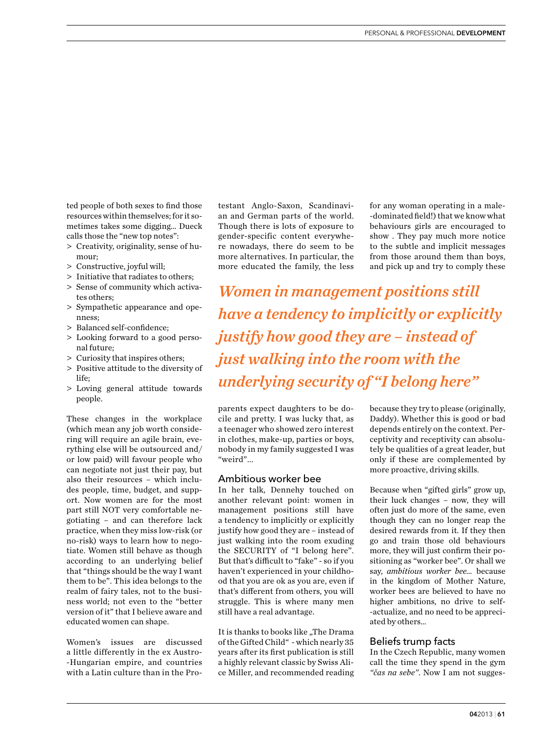ted people of both sexes to find those resources within themselves; for it sometimes takes some digging... Dueck calls those the "new top notes":

> Creativity, originality, sense of humour;
> Constructive, joyful will;
> Initiative that radiates to others;
> Sense of community which activates others;
> Sympathetic appearance and openness;
> Balanced self-confidence;
> Looking forward to a good personal future;
> Curiosity that inspires others;
> Positive attitude to the diversity of life;
> Loving general attitude towards people.

These changes in the workplace (which mean any job worth considering will require an agile brain, everything else will be outsourced and/or low paid) will favour people who can negotiate not just their pay, but also their resources – which includes people, time, budget, and support. Now women are for the most part still NOT very comfortable negotiating – and can therefore lack practice, when they miss low-risk (or no-risk) ways to learn how to negotiate. Women still behave as though according to an underlying belief that "things should be the way I want them to be". This idea belongs to the realm of fairy tales, not to the business world; not even to the "better version of it" that I believe aware and educated women can shape.

Women's issues are discussed a little differently in the ex Austro-Hungarian empire, and countries with a Latin culture than in the Protestant Anglo-Saxon, Scandinavian and German parts of the world. Though there is lots of exposure to gender-specific content everywhere nowadays, there do seem to be more alternatives. In particular, the more educated the family, the less parents expect daughters to be docile and pretty. I was lucky that, as a teenager who showed zero interest in clothes, make-up, parties or boys, nobody in my family suggested I was "weird"...

*Women in management positions still have a tendency to implicitly or explicitly justify how good they are – instead of just walking into the room with the underlying security of "I belong here"*

## Ambitious worker bee

In her talk, Dennehy touched on another relevant point: women in management positions still have a tendency to implicitly or explicitly justify how good they are – instead of just walking into the room exuding the SECURITY of "I belong here". But that's difficult to "fake" - so if you haven't experienced in your childhood that you are ok as you are, even if that's different from others, you will struggle. This is where many men still have a real advantage.

It is thanks to books like „The Drama of the Gifted Child" - which nearly 35 years after its first publication is still a highly relevant classic by Swiss Alice Miller, and recommended reading for any woman operating in a male-dominated field!) that we know what behaviours girls are encouraged to show . They pay much more notice to the subtle and implicit messages from those around them than boys, and pick up and try to comply these because they try to please (originally, Daddy). Whether this is good or bad depends entirely on the context. Perceptivity and receptivity can absolutely be qualities of a great leader, but only if these are complemented by more proactive, driving skills.

Because when "gifted girls" grow up, their luck changes – now, they will often just do more of the same, even though they can no longer reap the desired rewards from it. If they then go and train those old behaviours more, they will just confirm their positioning as "worker bee". Or shall we say, *ambitious worker bee*... because in the kingdom of Mother Nature, worker bees are believed to have no higher ambitions, no drive to self-actualize, and no need to be appreciated by others...

## Beliefs trump facts

In the Czech Republic, many women call the time they spend in the gym *"čas na sebe"*. Now I am not sugges-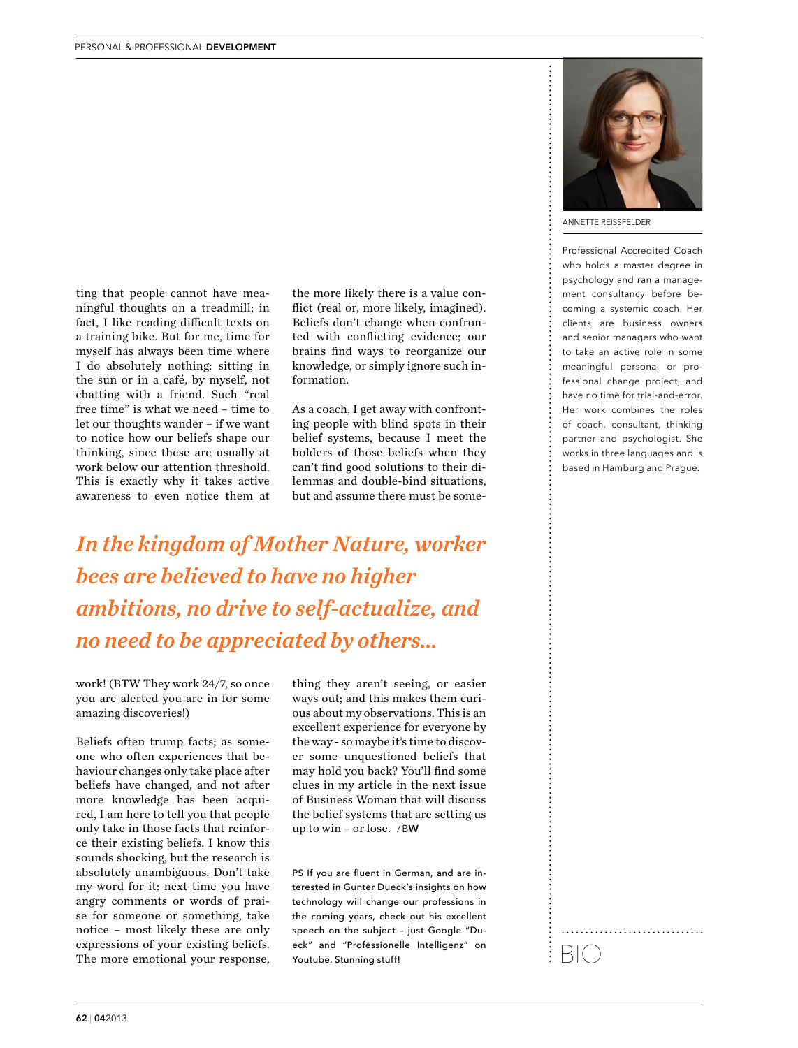ting that people cannot have meaningful thoughts on a treadmill; in fact, I like reading difficult texts on a training bike. But for me, time for myself has always been time where I do absolutely nothing: sitting in the sun or in a café, by myself, not chatting with a friend. Such "real free time" is what we need – time to let our thoughts wander – if we want to notice how our beliefs shape our thinking, since these are usually at work below our attention threshold. This is exactly why it takes active awareness to even notice them at work! (BTW They work 24/7, so once you are alerted you are in for some amazing discoveries!)

*In the kingdom of Mother Nature, worker bees are believed to have no higher ambitions, no drive to self-actualize, and no need to be appreciated by others...*

Beliefs often trump facts; as someone who often experiences that behaviour changes only take place after beliefs have changed, and not after more knowledge has been acquired, I am here to tell you that people only take in those facts that reinforce their existing beliefs. I know this sounds shocking, but the research is absolutely unambiguous. Don't take my word for it: next time you have angry comments or words of praise for someone or something, take notice – most likely these are only expressions of your existing beliefs. The more emotional your response, the more likely there is a value conflict (real or, more likely, imagined). Beliefs don't change when confronted with conflicting evidence; our brains find ways to reorganize our knowledge, or simply ignore such information.

As a coach, I get away with confronting people with blind spots in their belief systems, because I meet the holders of those beliefs when they can't find good solutions to their dilemmas and double-bind situations, but and assume there must be something they aren't seeing, or easier ways out; and this makes them curious about my observations. This is an excellent experience for everyone by the way - so maybe it's time to discover some unquestioned beliefs that may hold you back? You'll find some clues in my article in the next issue of Business Woman that will discuss the belief systems that are setting us up to win – or lose. /BW

PS If you are fluent in German, and are interested in Gunter Dueck's insights on how technology will change our professions in the coming years, check out his excellent speech on the subject – just Google "Dueck" and "Professionelle Intelligenz" on Youtube. Stunning stuff!

ANNETTE REISSFELDER

Professional Accredited Coach who holds a master degree in psychology and ran a management consultancy before becoming a systemic coach. Her clients are business owners and senior managers who want to take an active role in some meaningful personal or professional change project, and have no time for trial-and-error. Her work combines the roles of coach, consultant, thinking partner and psychologist. She works in three languages and is based in Hamburg and Prague.

BIO